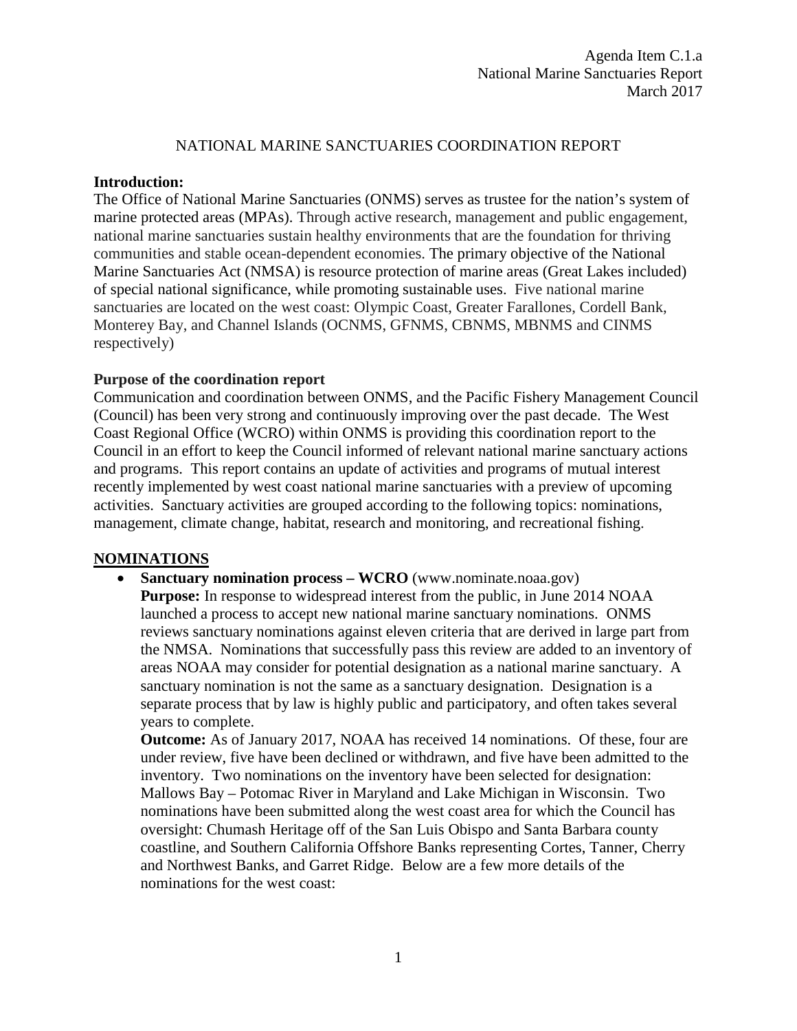Agenda Item C.1.a
National Marine Sanctuaries Report
March 2017

# NATIONAL MARINE SANCTUARIES COORDINATION REPORT

**Introduction:**
The Office of National Marine Sanctuaries (ONMS) serves as trustee for the nation's system of marine protected areas (MPAs). Through active research, management and public engagement, national marine sanctuaries sustain healthy environments that are the foundation for thriving communities and stable ocean-dependent economies. The primary objective of the National Marine Sanctuaries Act (NMSA) is resource protection of marine areas (Great Lakes included) of special national significance, while promoting sustainable uses. Five national marine sanctuaries are located on the west coast: Olympic Coast, Greater Farallones, Cordell Bank, Monterey Bay, and Channel Islands (OCNMS, GFNMS, CBNMS, MBNMS and CINMS respectively)

**Purpose of the coordination report**
Communication and coordination between ONMS, and the Pacific Fishery Management Council (Council) has been very strong and continuously improving over the past decade. The West Coast Regional Office (WCRO) within ONMS is providing this coordination report to the Council in an effort to keep the Council informed of relevant national marine sanctuary actions and programs. This report contains an update of activities and programs of mutual interest recently implemented by west coast national marine sanctuaries with a preview of upcoming activities. Sanctuary activities are grouped according to the following topics: nominations, management, climate change, habitat, research and monitoring, and recreational fishing.

## NOMINATIONS

- **Sanctuary nomination process – WCRO** (www.nominate.noaa.gov)
  **Purpose:** In response to widespread interest from the public, in June 2014 NOAA launched a process to accept new national marine sanctuary nominations. ONMS reviews sanctuary nominations against eleven criteria that are derived in large part from the NMSA. Nominations that successfully pass this review are added to an inventory of areas NOAA may consider for potential designation as a national marine sanctuary. A sanctuary nomination is not the same as a sanctuary designation. Designation is a separate process that by law is highly public and participatory, and often takes several years to complete.
  **Outcome:** As of January 2017, NOAA has received 14 nominations. Of these, four are under review, five have been declined or withdrawn, and five have been admitted to the inventory. Two nominations on the inventory have been selected for designation: Mallows Bay – Potomac River in Maryland and Lake Michigan in Wisconsin. Two nominations have been submitted along the west coast area for which the Council has oversight: Chumash Heritage off of the San Luis Obispo and Santa Barbara county coastline, and Southern California Offshore Banks representing Cortes, Tanner, Cherry and Northwest Banks, and Garret Ridge. Below are a few more details of the nominations for the west coast: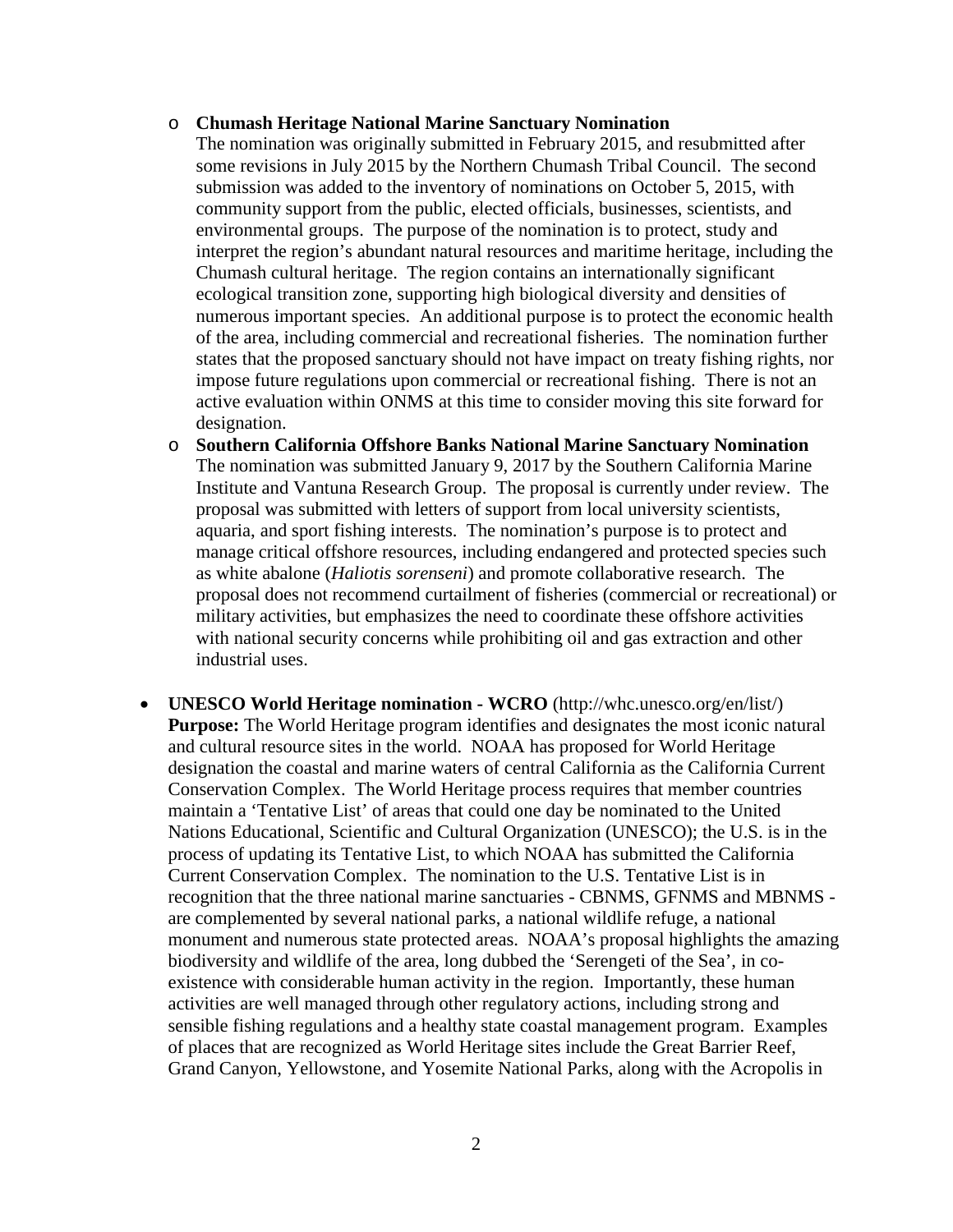- **Chumash Heritage National Marine Sanctuary Nomination**
  The nomination was originally submitted in February 2015, and resubmitted after some revisions in July 2015 by the Northern Chumash Tribal Council. The second submission was added to the inventory of nominations on October 5, 2015, with community support from the public, elected officials, businesses, scientists, and environmental groups. The purpose of the nomination is to protect, study and interpret the region's abundant natural resources and maritime heritage, including the Chumash cultural heritage. The region contains an internationally significant ecological transition zone, supporting high biological diversity and densities of numerous important species. An additional purpose is to protect the economic health of the area, including commercial and recreational fisheries. The nomination further states that the proposed sanctuary should not have impact on treaty fishing rights, nor impose future regulations upon commercial or recreational fishing. There is not an active evaluation within ONMS at this time to consider moving this site forward for designation.
- **Southern California Offshore Banks National Marine Sanctuary Nomination**
  The nomination was submitted January 9, 2017 by the Southern California Marine Institute and Vantuna Research Group. The proposal is currently under review. The proposal was submitted with letters of support from local university scientists, aquaria, and sport fishing interests. The nomination's purpose is to protect and manage critical offshore resources, including endangered and protected species such as white abalone (*Haliotis sorenseni*) and promote collaborative research. The proposal does not recommend curtailment of fisheries (commercial or recreational) or military activities, but emphasizes the need to coordinate these offshore activities with national security concerns while prohibiting oil and gas extraction and other industrial uses.

- **UNESCO World Heritage nomination - WCRO** (http://whc.unesco.org/en/list/)
  **Purpose:** The World Heritage program identifies and designates the most iconic natural and cultural resource sites in the world. NOAA has proposed for World Heritage designation the coastal and marine waters of central California as the California Current Conservation Complex. The World Heritage process requires that member countries maintain a 'Tentative List' of areas that could one day be nominated to the United Nations Educational, Scientific and Cultural Organization (UNESCO); the U.S. is in the process of updating its Tentative List, to which NOAA has submitted the California Current Conservation Complex. The nomination to the U.S. Tentative List is in recognition that the three national marine sanctuaries - CBNMS, GFNMS and MBNMS - are complemented by several national parks, a national wildlife refuge, a national monument and numerous state protected areas. NOAA's proposal highlights the amazing biodiversity and wildlife of the area, long dubbed the 'Serengeti of the Sea', in co-existence with considerable human activity in the region. Importantly, these human activities are well managed through other regulatory actions, including strong and sensible fishing regulations and a healthy state coastal management program. Examples of places that are recognized as World Heritage sites include the Great Barrier Reef, Grand Canyon, Yellowstone, and Yosemite National Parks, along with the Acropolis in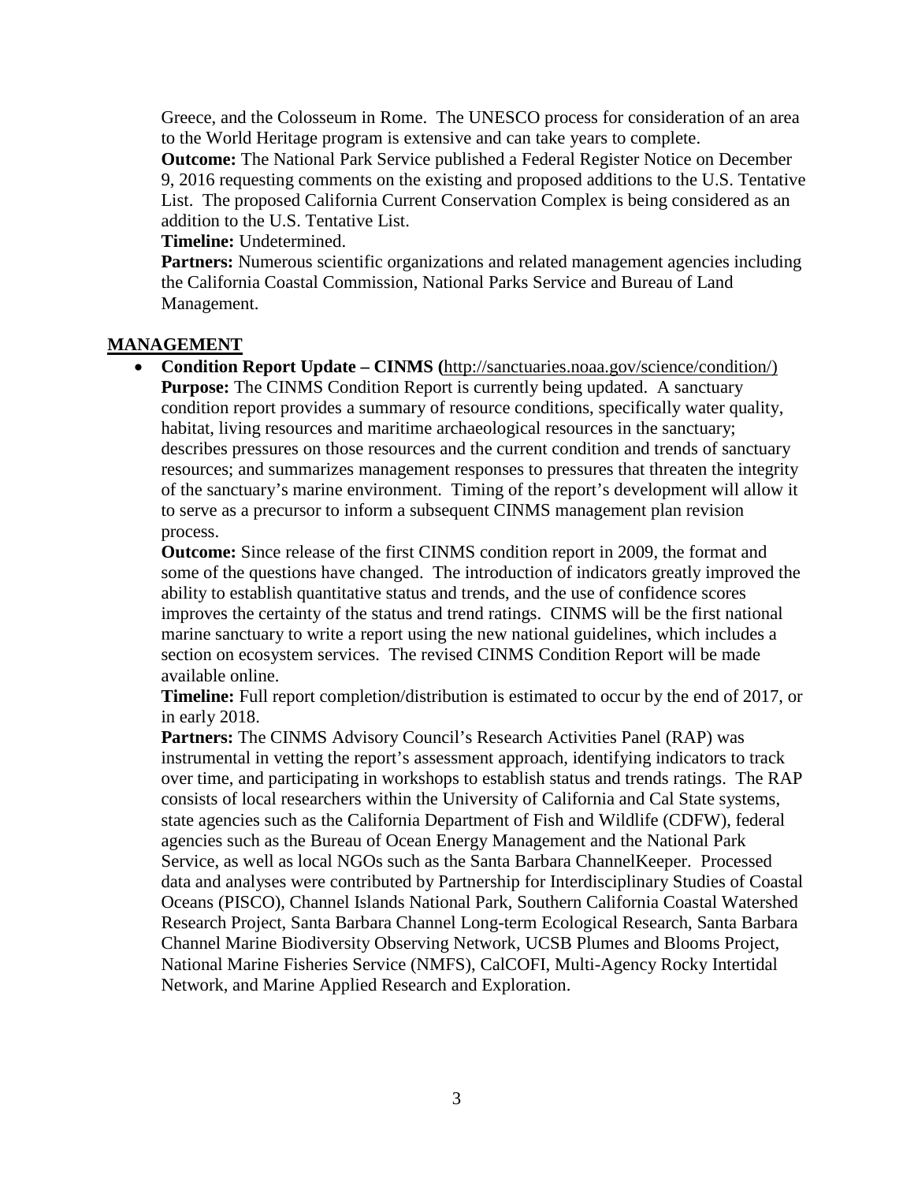Greece, and the Colosseum in Rome. The UNESCO process for consideration of an area to the World Heritage program is extensive and can take years to complete.
**Outcome:** The National Park Service published a Federal Register Notice on December 9, 2016 requesting comments on the existing and proposed additions to the U.S. Tentative List. The proposed California Current Conservation Complex is being considered as an addition to the U.S. Tentative List.
**Timeline:** Undetermined.
**Partners:** Numerous scientific organizations and related management agencies including the California Coastal Commission, National Parks Service and Bureau of Land Management.

## MANAGEMENT

- **Condition Report Update – CINMS (**http://sanctuaries.noaa.gov/science/condition/)
  **Purpose:** The CINMS Condition Report is currently being updated. A sanctuary condition report provides a summary of resource conditions, specifically water quality, habitat, living resources and maritime archaeological resources in the sanctuary; describes pressures on those resources and the current condition and trends of sanctuary resources; and summarizes management responses to pressures that threaten the integrity of the sanctuary's marine environment. Timing of the report's development will allow it to serve as a precursor to inform a subsequent CINMS management plan revision process.
  **Outcome:** Since release of the first CINMS condition report in 2009, the format and some of the questions have changed. The introduction of indicators greatly improved the ability to establish quantitative status and trends, and the use of confidence scores improves the certainty of the status and trend ratings. CINMS will be the first national marine sanctuary to write a report using the new national guidelines, which includes a section on ecosystem services. The revised CINMS Condition Report will be made available online.
  **Timeline:** Full report completion/distribution is estimated to occur by the end of 2017, or in early 2018.
  **Partners:** The CINMS Advisory Council's Research Activities Panel (RAP) was instrumental in vetting the report's assessment approach, identifying indicators to track over time, and participating in workshops to establish status and trends ratings. The RAP consists of local researchers within the University of California and Cal State systems, state agencies such as the California Department of Fish and Wildlife (CDFW), federal agencies such as the Bureau of Ocean Energy Management and the National Park Service, as well as local NGOs such as the Santa Barbara ChannelKeeper. Processed data and analyses were contributed by Partnership for Interdisciplinary Studies of Coastal Oceans (PISCO), Channel Islands National Park, Southern California Coastal Watershed Research Project, Santa Barbara Channel Long-term Ecological Research, Santa Barbara Channel Marine Biodiversity Observing Network, UCSB Plumes and Blooms Project, National Marine Fisheries Service (NMFS), CalCOFI, Multi-Agency Rocky Intertidal Network, and Marine Applied Research and Exploration.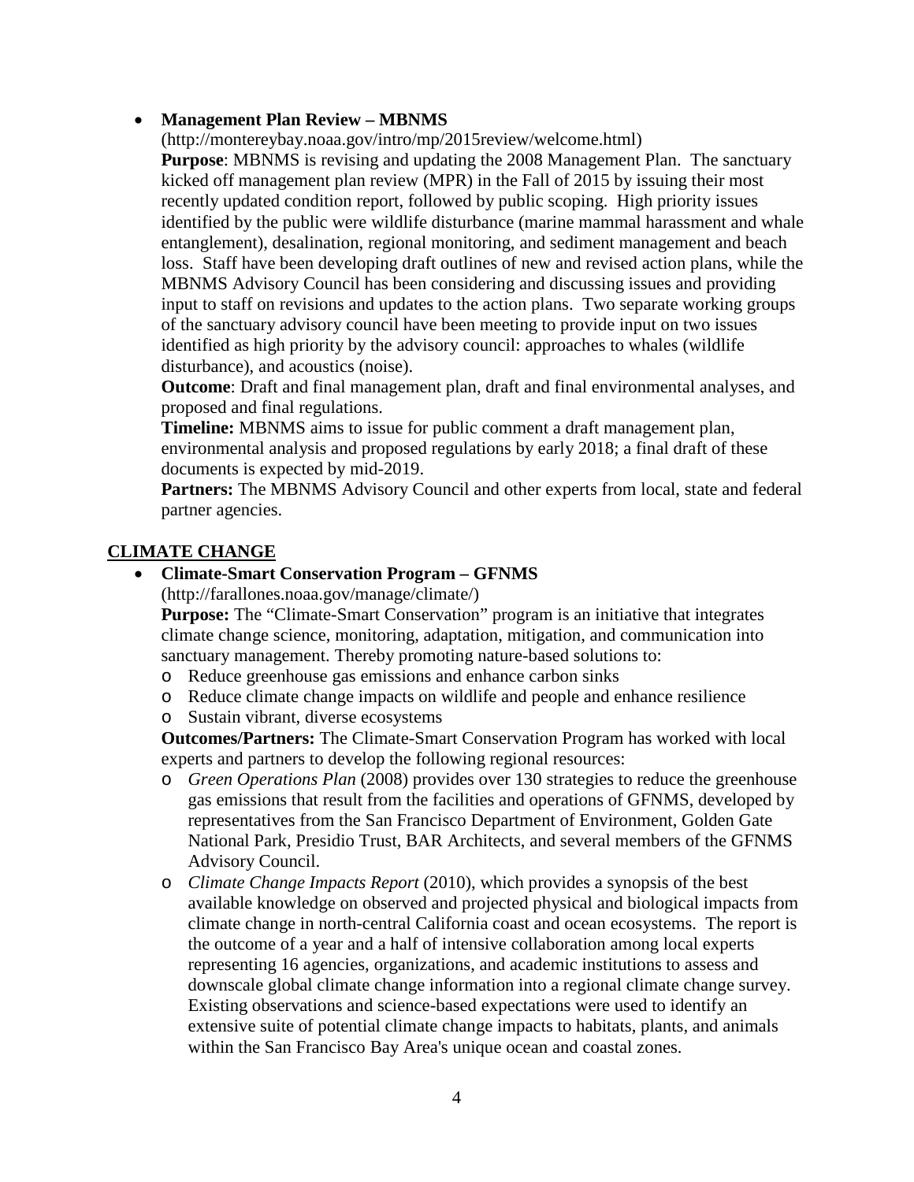- **Management Plan Review – MBNMS**
  (http://montereybay.noaa.gov/intro/mp/2015review/welcome.html)
  **Purpose**: MBNMS is revising and updating the 2008 Management Plan. The sanctuary kicked off management plan review (MPR) in the Fall of 2015 by issuing their most recently updated condition report, followed by public scoping. High priority issues identified by the public were wildlife disturbance (marine mammal harassment and whale entanglement), desalination, regional monitoring, and sediment management and beach loss. Staff have been developing draft outlines of new and revised action plans, while the MBNMS Advisory Council has been considering and discussing issues and providing input to staff on revisions and updates to the action plans. Two separate working groups of the sanctuary advisory council have been meeting to provide input on two issues identified as high priority by the advisory council: approaches to whales (wildlife disturbance), and acoustics (noise).
  **Outcome**: Draft and final management plan, draft and final environmental analyses, and proposed and final regulations.
  **Timeline:** MBNMS aims to issue for public comment a draft management plan, environmental analysis and proposed regulations by early 2018; a final draft of these documents is expected by mid-2019.
  **Partners:** The MBNMS Advisory Council and other experts from local, state and federal partner agencies.

## CLIMATE CHANGE

- **Climate-Smart Conservation Program – GFNMS**
  (http://farallones.noaa.gov/manage/climate/)
  **Purpose:** The "Climate-Smart Conservation" program is an initiative that integrates climate change science, monitoring, adaptation, mitigation, and communication into sanctuary management. Thereby promoting nature-based solutions to:
  - Reduce greenhouse gas emissions and enhance carbon sinks
  - Reduce climate change impacts on wildlife and people and enhance resilience
  - Sustain vibrant, diverse ecosystems

  **Outcomes/Partners:** The Climate-Smart Conservation Program has worked with local experts and partners to develop the following regional resources:
  - *Green Operations Plan* (2008) provides over 130 strategies to reduce the greenhouse gas emissions that result from the facilities and operations of GFNMS, developed by representatives from the San Francisco Department of Environment, Golden Gate National Park, Presidio Trust, BAR Architects, and several members of the GFNMS Advisory Council.
  - *Climate Change Impacts Report* (2010), which provides a synopsis of the best available knowledge on observed and projected physical and biological impacts from climate change in north-central California coast and ocean ecosystems. The report is the outcome of a year and a half of intensive collaboration among local experts representing 16 agencies, organizations, and academic institutions to assess and downscale global climate change information into a regional climate change survey. Existing observations and science-based expectations were used to identify an extensive suite of potential climate change impacts to habitats, plants, and animals within the San Francisco Bay Area's unique ocean and coastal zones.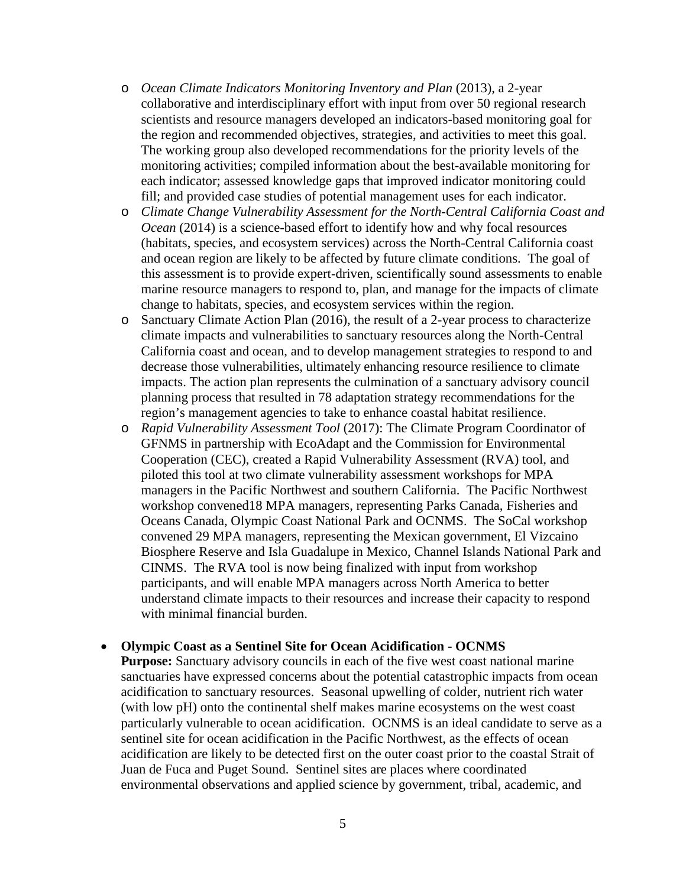- *Ocean Climate Indicators Monitoring Inventory and Plan* (2013), a 2-year collaborative and interdisciplinary effort with input from over 50 regional research scientists and resource managers developed an indicators-based monitoring goal for the region and recommended objectives, strategies, and activities to meet this goal. The working group also developed recommendations for the priority levels of the monitoring activities; compiled information about the best-available monitoring for each indicator; assessed knowledge gaps that improved indicator monitoring could fill; and provided case studies of potential management uses for each indicator.
  - *Climate Change Vulnerability Assessment for the North-Central California Coast and Ocean* (2014) is a science-based effort to identify how and why focal resources (habitats, species, and ecosystem services) across the North-Central California coast and ocean region are likely to be affected by future climate conditions. The goal of this assessment is to provide expert-driven, scientifically sound assessments to enable marine resource managers to respond to, plan, and manage for the impacts of climate change to habitats, species, and ecosystem services within the region.
  - Sanctuary Climate Action Plan (2016), the result of a 2-year process to characterize climate impacts and vulnerabilities to sanctuary resources along the North-Central California coast and ocean, and to develop management strategies to respond to and decrease those vulnerabilities, ultimately enhancing resource resilience to climate impacts. The action plan represents the culmination of a sanctuary advisory council planning process that resulted in 78 adaptation strategy recommendations for the region's management agencies to take to enhance coastal habitat resilience.
  - *Rapid Vulnerability Assessment Tool* (2017): The Climate Program Coordinator of GFNMS in partnership with EcoAdapt and the Commission for Environmental Cooperation (CEC), created a Rapid Vulnerability Assessment (RVA) tool, and piloted this tool at two climate vulnerability assessment workshops for MPA managers in the Pacific Northwest and southern California. The Pacific Northwest workshop convened18 MPA managers, representing Parks Canada, Fisheries and Oceans Canada, Olympic Coast National Park and OCNMS. The SoCal workshop convened 29 MPA managers, representing the Mexican government, El Vizcaino Biosphere Reserve and Isla Guadalupe in Mexico, Channel Islands National Park and CINMS. The RVA tool is now being finalized with input from workshop participants, and will enable MPA managers across North America to better understand climate impacts to their resources and increase their capacity to respond with minimal financial burden.

- **Olympic Coast as a Sentinel Site for Ocean Acidification - OCNMS**
  **Purpose:** Sanctuary advisory councils in each of the five west coast national marine sanctuaries have expressed concerns about the potential catastrophic impacts from ocean acidification to sanctuary resources. Seasonal upwelling of colder, nutrient rich water (with low pH) onto the continental shelf makes marine ecosystems on the west coast particularly vulnerable to ocean acidification. OCNMS is an ideal candidate to serve as a sentinel site for ocean acidification in the Pacific Northwest, as the effects of ocean acidification are likely to be detected first on the outer coast prior to the coastal Strait of Juan de Fuca and Puget Sound. Sentinel sites are places where coordinated environmental observations and applied science by government, tribal, academic, and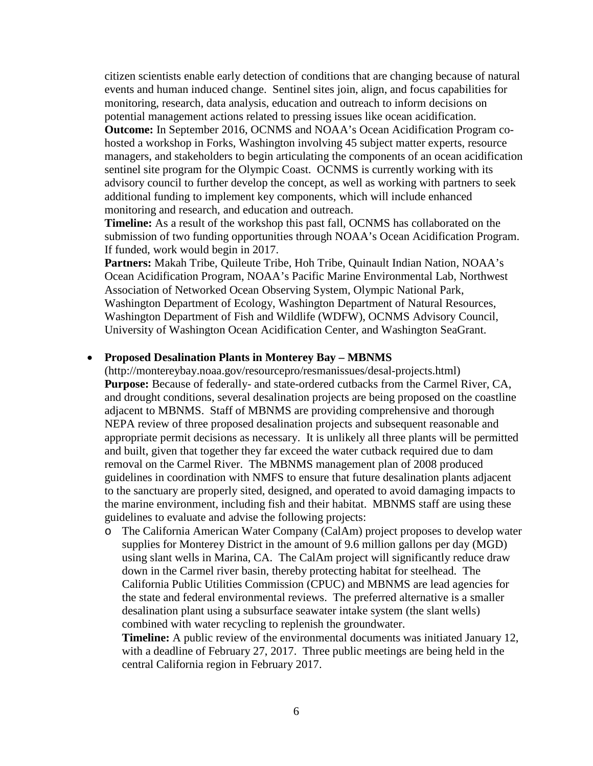citizen scientists enable early detection of conditions that are changing because of natural events and human induced change. Sentinel sites join, align, and focus capabilities for monitoring, research, data analysis, education and outreach to inform decisions on potential management actions related to pressing issues like ocean acidification.
**Outcome:** In September 2016, OCNMS and NOAA's Ocean Acidification Program co-hosted a workshop in Forks, Washington involving 45 subject matter experts, resource managers, and stakeholders to begin articulating the components of an ocean acidification sentinel site program for the Olympic Coast. OCNMS is currently working with its advisory council to further develop the concept, as well as working with partners to seek additional funding to implement key components, which will include enhanced monitoring and research, and education and outreach.
**Timeline:** As a result of the workshop this past fall, OCNMS has collaborated on the submission of two funding opportunities through NOAA's Ocean Acidification Program. If funded, work would begin in 2017.
**Partners:** Makah Tribe, Quileute Tribe, Hoh Tribe, Quinault Indian Nation, NOAA's Ocean Acidification Program, NOAA's Pacific Marine Environmental Lab, Northwest Association of Networked Ocean Observing System, Olympic National Park, Washington Department of Ecology, Washington Department of Natural Resources, Washington Department of Fish and Wildlife (WDFW), OCNMS Advisory Council, University of Washington Ocean Acidification Center, and Washington SeaGrant.

- **Proposed Desalination Plants in Monterey Bay – MBNMS**
  (http://montereybay.noaa.gov/resourcepro/resmanissues/desal-projects.html)
  **Purpose:** Because of federally- and state-ordered cutbacks from the Carmel River, CA, and drought conditions, several desalination projects are being proposed on the coastline adjacent to MBNMS. Staff of MBNMS are providing comprehensive and thorough NEPA review of three proposed desalination projects and subsequent reasonable and appropriate permit decisions as necessary. It is unlikely all three plants will be permitted and built, given that together they far exceed the water cutback required due to dam removal on the Carmel River. The MBNMS management plan of 2008 produced guidelines in coordination with NMFS to ensure that future desalination plants adjacent to the sanctuary are properly sited, designed, and operated to avoid damaging impacts to the marine environment, including fish and their habitat. MBNMS staff are using these guidelines to evaluate and advise the following projects:
  - The California American Water Company (CalAm) project proposes to develop water supplies for Monterey District in the amount of 9.6 million gallons per day (MGD) using slant wells in Marina, CA. The CalAm project will significantly reduce draw down in the Carmel river basin, thereby protecting habitat for steelhead. The California Public Utilities Commission (CPUC) and MBNMS are lead agencies for the state and federal environmental reviews. The preferred alternative is a smaller desalination plant using a subsurface seawater intake system (the slant wells) combined with water recycling to replenish the groundwater.
    **Timeline:** A public review of the environmental documents was initiated January 12, with a deadline of February 27, 2017. Three public meetings are being held in the central California region in February 2017.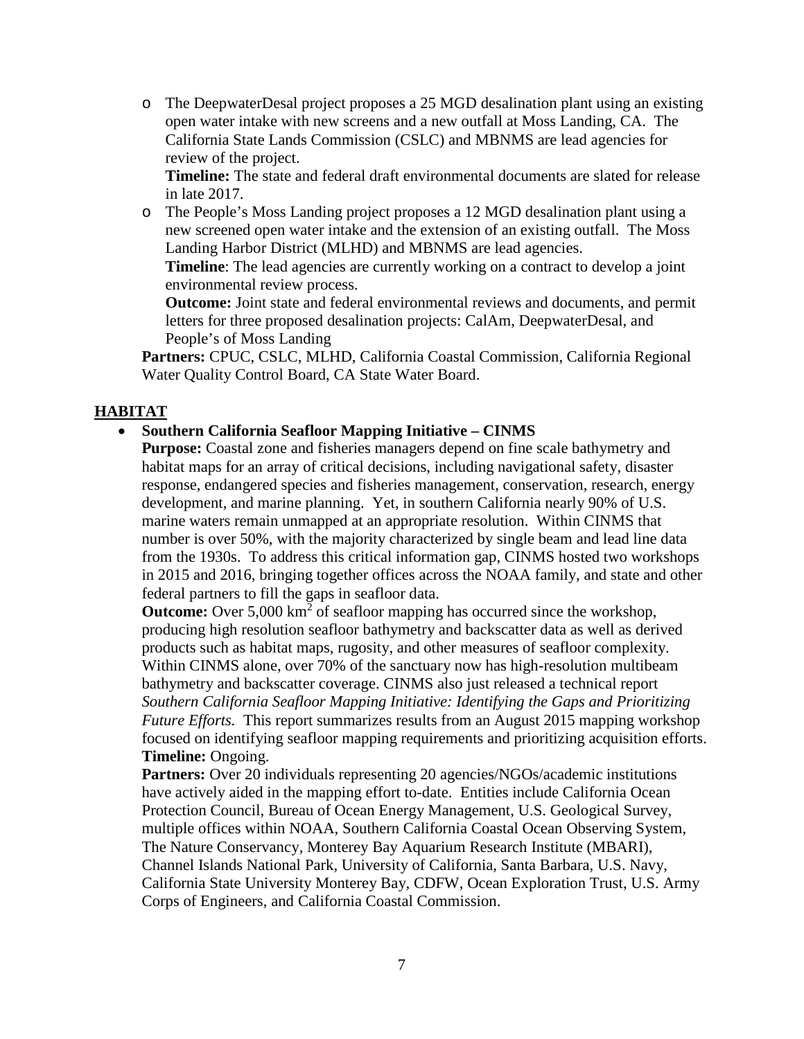- The DeepwaterDesal project proposes a 25 MGD desalination plant using an existing open water intake with new screens and a new outfall at Moss Landing, CA. The California State Lands Commission (CSLC) and MBNMS are lead agencies for review of the project.
  **Timeline:** The state and federal draft environmental documents are slated for release in late 2017.
- The People's Moss Landing project proposes a 12 MGD desalination plant using a new screened open water intake and the extension of an existing outfall. The Moss Landing Harbor District (MLHD) and MBNMS are lead agencies.
  **Timeline**: The lead agencies are currently working on a contract to develop a joint environmental review process.
  **Outcome:** Joint state and federal environmental reviews and documents, and permit letters for three proposed desalination projects: CalAm, DeepwaterDesal, and People's of Moss Landing

**Partners:** CPUC, CSLC, MLHD, California Coastal Commission, California Regional Water Quality Control Board, CA State Water Board.

## HABITAT

- **Southern California Seafloor Mapping Initiative – CINMS**
  **Purpose:** Coastal zone and fisheries managers depend on fine scale bathymetry and habitat maps for an array of critical decisions, including navigational safety, disaster response, endangered species and fisheries management, conservation, research, energy development, and marine planning. Yet, in southern California nearly 90% of U.S. marine waters remain unmapped at an appropriate resolution. Within CINMS that number is over 50%, with the majority characterized by single beam and lead line data from the 1930s. To address this critical information gap, CINMS hosted two workshops in 2015 and 2016, bringing together offices across the NOAA family, and state and other federal partners to fill the gaps in seafloor data.
  **Outcome:** Over 5,000 $km^2$ of seafloor mapping has occurred since the workshop, producing high resolution seafloor bathymetry and backscatter data as well as derived products such as habitat maps, rugosity, and other measures of seafloor complexity. Within CINMS alone, over 70% of the sanctuary now has high-resolution multibeam bathymetry and backscatter coverage. CINMS also just released a technical report *Southern California Seafloor Mapping Initiative: Identifying the Gaps and Prioritizing Future Efforts.* This report summarizes results from an August 2015 mapping workshop focused on identifying seafloor mapping requirements and prioritizing acquisition efforts.
  **Timeline:** Ongoing.
  **Partners:** Over 20 individuals representing 20 agencies/NGOs/academic institutions have actively aided in the mapping effort to-date. Entities include California Ocean Protection Council, Bureau of Ocean Energy Management, U.S. Geological Survey, multiple offices within NOAA, Southern California Coastal Ocean Observing System, The Nature Conservancy, Monterey Bay Aquarium Research Institute (MBARI), Channel Islands National Park, University of California, Santa Barbara, U.S. Navy, California State University Monterey Bay, CDFW, Ocean Exploration Trust, U.S. Army Corps of Engineers, and California Coastal Commission.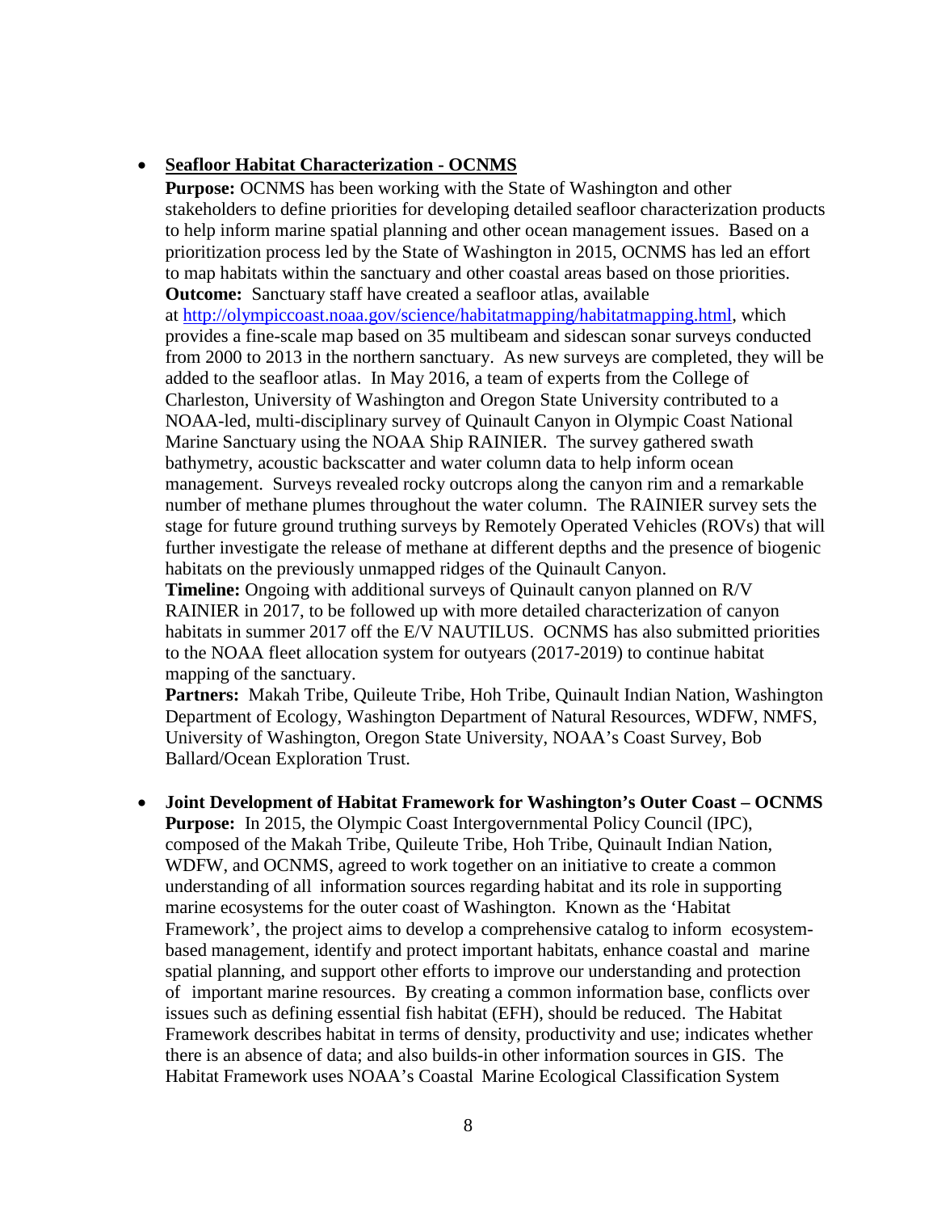- **<u>Seafloor Habitat Characterization - OCNMS</u>**
  **Purpose:** OCNMS has been working with the State of Washington and other stakeholders to define priorities for developing detailed seafloor characterization products to help inform marine spatial planning and other ocean management issues. Based on a prioritization process led by the State of Washington in 2015, OCNMS has led an effort to map habitats within the sanctuary and other coastal areas based on those priorities.
  **Outcome:** Sanctuary staff have created a seafloor atlas, available at [http://olympiccoast.noaa.gov/science/habitatmapping/habitatmapping.html](http://olympiccoast.noaa.gov/science/habitatmapping/habitatmapping.html), which provides a fine-scale map based on 35 multibeam and sidescan sonar surveys conducted from 2000 to 2013 in the northern sanctuary. As new surveys are completed, they will be added to the seafloor atlas. In May 2016, a team of experts from the College of Charleston, University of Washington and Oregon State University contributed to a NOAA-led, multi-disciplinary survey of Quinault Canyon in Olympic Coast National Marine Sanctuary using the NOAA Ship RAINIER. The survey gathered swath bathymetry, acoustic backscatter and water column data to help inform ocean management. Surveys revealed rocky outcrops along the canyon rim and a remarkable number of methane plumes throughout the water column. The RAINIER survey sets the stage for future ground truthing surveys by Remotely Operated Vehicles (ROVs) that will further investigate the release of methane at different depths and the presence of biogenic habitats on the previously unmapped ridges of the Quinault Canyon.
  **Timeline:** Ongoing with additional surveys of Quinault canyon planned on R/V RAINIER in 2017, to be followed up with more detailed characterization of canyon habitats in summer 2017 off the E/V NAUTILUS. OCNMS has also submitted priorities to the NOAA fleet allocation system for outyears (2017-2019) to continue habitat mapping of the sanctuary.
  **Partners:** Makah Tribe, Quileute Tribe, Hoh Tribe, Quinault Indian Nation, Washington Department of Ecology, Washington Department of Natural Resources, WDFW, NMFS, University of Washington, Oregon State University, NOAA's Coast Survey, Bob Ballard/Ocean Exploration Trust.

- **Joint Development of Habitat Framework for Washington's Outer Coast – OCNMS**
  **Purpose:** In 2015, the Olympic Coast Intergovernmental Policy Council (IPC), composed of the Makah Tribe, Quileute Tribe, Hoh Tribe, Quinault Indian Nation, WDFW, and OCNMS, agreed to work together on an initiative to create a common understanding of all information sources regarding habitat and its role in supporting marine ecosystems for the outer coast of Washington. Known as the 'Habitat Framework', the project aims to develop a comprehensive catalog to inform ecosystem-based management, identify and protect important habitats, enhance coastal and marine spatial planning, and support other efforts to improve our understanding and protection of important marine resources. By creating a common information base, conflicts over issues such as defining essential fish habitat (EFH), should be reduced. The Habitat Framework describes habitat in terms of density, productivity and use; indicates whether there is an absence of data; and also builds-in other information sources in GIS. The Habitat Framework uses NOAA's Coastal Marine Ecological Classification System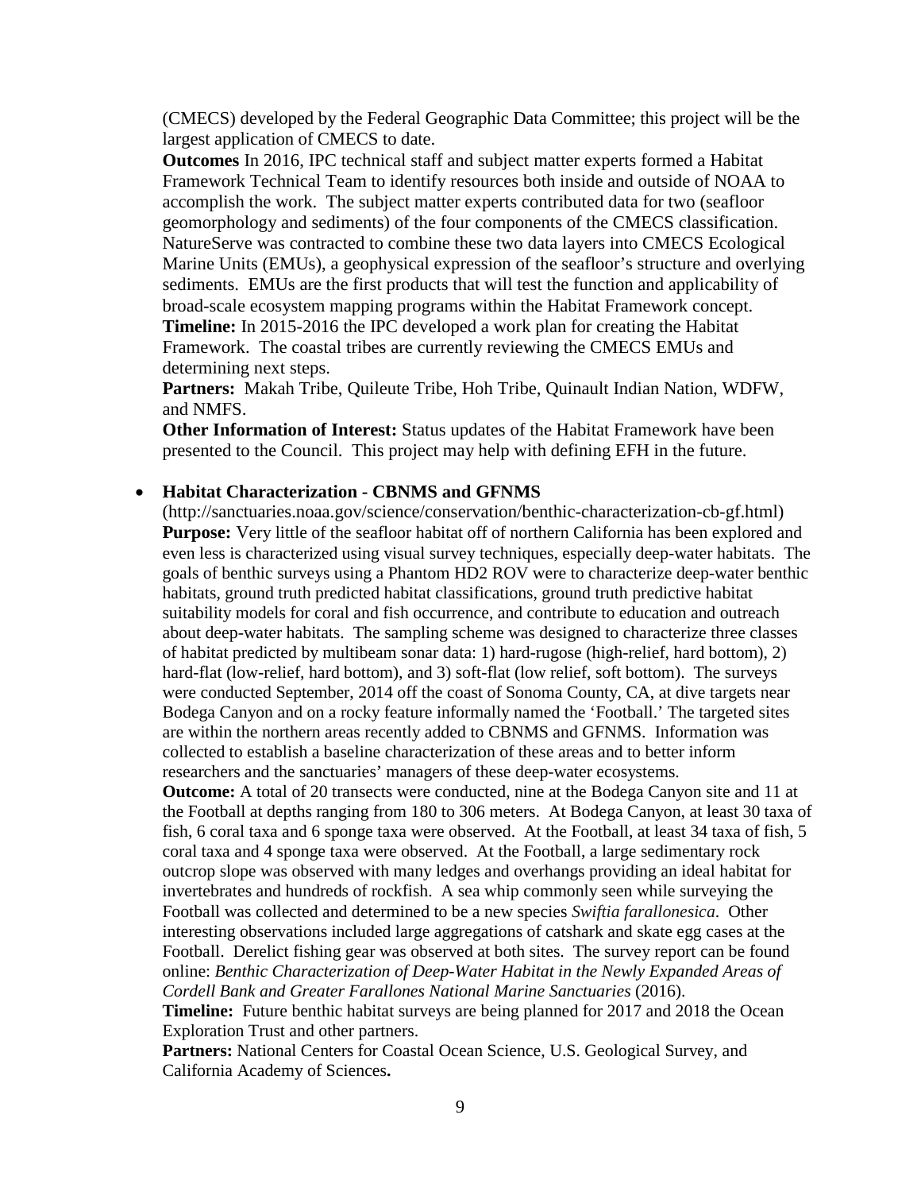(CMECS) developed by the Federal Geographic Data Committee; this project will be the largest application of CMECS to date.

**Outcomes** In 2016, IPC technical staff and subject matter experts formed a Habitat Framework Technical Team to identify resources both inside and outside of NOAA to accomplish the work. The subject matter experts contributed data for two (seafloor geomorphology and sediments) of the four components of the CMECS classification. NatureServe was contracted to combine these two data layers into CMECS Ecological Marine Units (EMUs), a geophysical expression of the seafloor's structure and overlying sediments. EMUs are the first products that will test the function and applicability of broad-scale ecosystem mapping programs within the Habitat Framework concept.

**Timeline:** In 2015-2016 the IPC developed a work plan for creating the Habitat Framework. The coastal tribes are currently reviewing the CMECS EMUs and determining next steps.

**Partners:** Makah Tribe, Quileute Tribe, Hoh Tribe, Quinault Indian Nation, WDFW, and NMFS.

**Other Information of Interest:** Status updates of the Habitat Framework have been presented to the Council. This project may help with defining EFH in the future.

- **Habitat Characterization - CBNMS and GFNMS**

  (http://sanctuaries.noaa.gov/science/conservation/benthic-characterization-cb-gf.html)

  **Purpose:** Very little of the seafloor habitat off of northern California has been explored and even less is characterized using visual survey techniques, especially deep-water habitats. The goals of benthic surveys using a Phantom HD2 ROV were to characterize deep-water benthic habitats, ground truth predicted habitat classifications, ground truth predictive habitat suitability models for coral and fish occurrence, and contribute to education and outreach about deep-water habitats. The sampling scheme was designed to characterize three classes of habitat predicted by multibeam sonar data: 1) hard-rugose (high-relief, hard bottom), 2) hard-flat (low-relief, hard bottom), and 3) soft-flat (low relief, soft bottom). The surveys were conducted September, 2014 off the coast of Sonoma County, CA, at dive targets near Bodega Canyon and on a rocky feature informally named the 'Football.' The targeted sites are within the northern areas recently added to CBNMS and GFNMS. Information was collected to establish a baseline characterization of these areas and to better inform researchers and the sanctuaries' managers of these deep-water ecosystems.

  **Outcome:** A total of 20 transects were conducted, nine at the Bodega Canyon site and 11 at the Football at depths ranging from 180 to 306 meters. At Bodega Canyon, at least 30 taxa of fish, 6 coral taxa and 6 sponge taxa were observed. At the Football, at least 34 taxa of fish, 5 coral taxa and 4 sponge taxa were observed. At the Football, a large sedimentary rock outcrop slope was observed with many ledges and overhangs providing an ideal habitat for invertebrates and hundreds of rockfish. A sea whip commonly seen while surveying the Football was collected and determined to be a new species *Swiftia farallonesica*. Other interesting observations included large aggregations of catshark and skate egg cases at the Football. Derelict fishing gear was observed at both sites. The survey report can be found online: *Benthic Characterization of Deep-Water Habitat in the Newly Expanded Areas of Cordell Bank and Greater Farallones National Marine Sanctuaries* (2016).

  **Timeline:** Future benthic habitat surveys are being planned for 2017 and 2018 the Ocean Exploration Trust and other partners.

  **Partners:** National Centers for Coastal Ocean Science, U.S. Geological Survey, and California Academy of Sciences**.**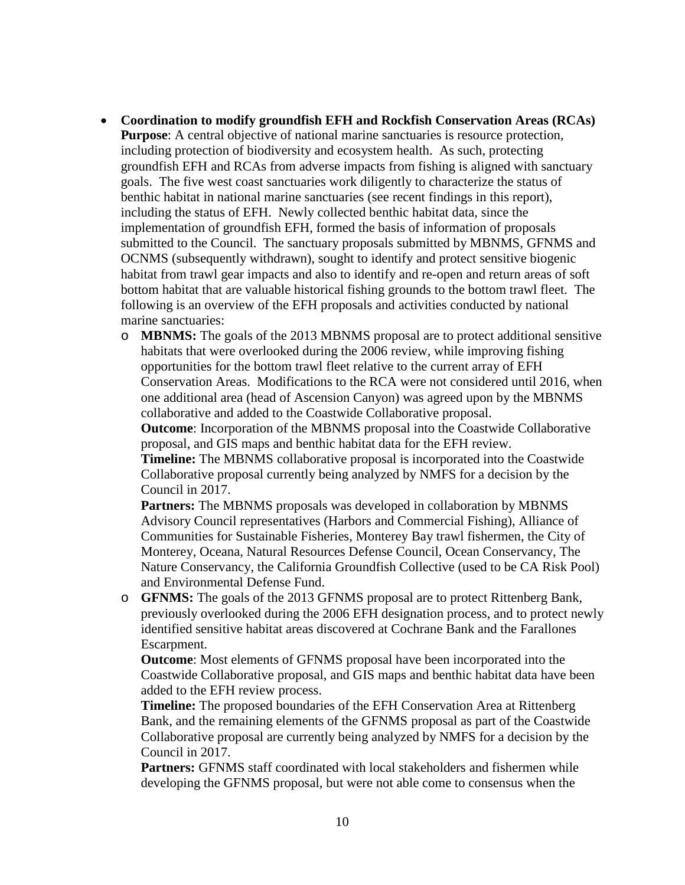- **Coordination to modify groundfish EFH and Rockfish Conservation Areas (RCAs)**
  **Purpose**: A central objective of national marine sanctuaries is resource protection, including protection of biodiversity and ecosystem health. As such, protecting groundfish EFH and RCAs from adverse impacts from fishing is aligned with sanctuary goals. The five west coast sanctuaries work diligently to characterize the status of benthic habitat in national marine sanctuaries (see recent findings in this report), including the status of EFH. Newly collected benthic habitat data, since the implementation of groundfish EFH, formed the basis of information of proposals submitted to the Council. The sanctuary proposals submitted by MBNMS, GFNMS and OCNMS (subsequently withdrawn), sought to identify and protect sensitive biogenic habitat from trawl gear impacts and also to identify and re-open and return areas of soft bottom habitat that are valuable historical fishing grounds to the bottom trawl fleet. The following is an overview of the EFH proposals and activities conducted by national marine sanctuaries:
  - **MBNMS:** The goals of the 2013 MBNMS proposal are to protect additional sensitive habitats that were overlooked during the 2006 review, while improving fishing opportunities for the bottom trawl fleet relative to the current array of EFH Conservation Areas. Modifications to the RCA were not considered until 2016, when one additional area (head of Ascension Canyon) was agreed upon by the MBNMS collaborative and added to the Coastwide Collaborative proposal.
    **Outcome**: Incorporation of the MBNMS proposal into the Coastwide Collaborative proposal, and GIS maps and benthic habitat data for the EFH review.
    **Timeline:** The MBNMS collaborative proposal is incorporated into the Coastwide Collaborative proposal currently being analyzed by NMFS for a decision by the Council in 2017.
    **Partners:** The MBNMS proposals was developed in collaboration by MBNMS Advisory Council representatives (Harbors and Commercial Fishing), Alliance of Communities for Sustainable Fisheries, Monterey Bay trawl fishermen, the City of Monterey, Oceana, Natural Resources Defense Council, Ocean Conservancy, The Nature Conservancy, the California Groundfish Collective (used to be CA Risk Pool) and Environmental Defense Fund.
  - **GFNMS:** The goals of the 2013 GFNMS proposal are to protect Rittenberg Bank, previously overlooked during the 2006 EFH designation process, and to protect newly identified sensitive habitat areas discovered at Cochrane Bank and the Farallones Escarpment.
    **Outcome**: Most elements of GFNMS proposal have been incorporated into the Coastwide Collaborative proposal, and GIS maps and benthic habitat data have been added to the EFH review process.
    **Timeline:** The proposed boundaries of the EFH Conservation Area at Rittenberg Bank, and the remaining elements of the GFNMS proposal as part of the Coastwide Collaborative proposal are currently being analyzed by NMFS for a decision by the Council in 2017.
    **Partners:** GFNMS staff coordinated with local stakeholders and fishermen while developing the GFNMS proposal, but were not able come to consensus when the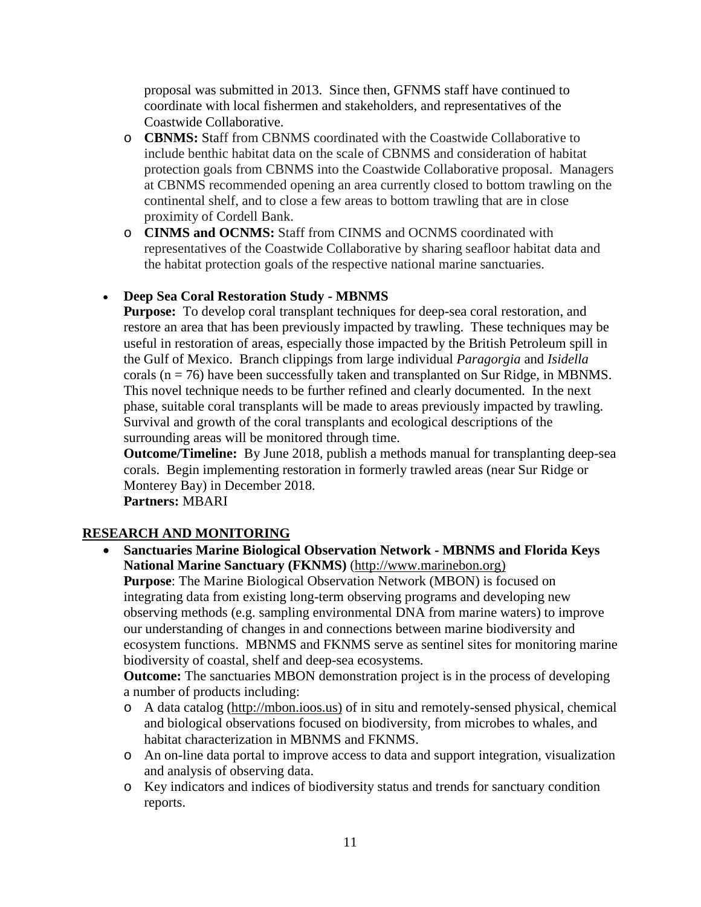proposal was submitted in 2013. Since then, GFNMS staff have continued to coordinate with local fishermen and stakeholders, and representatives of the Coastwide Collaborative.

  - **CBNMS:** Staff from CBNMS coordinated with the Coastwide Collaborative to include benthic habitat data on the scale of CBNMS and consideration of habitat protection goals from CBNMS into the Coastwide Collaborative proposal. Managers at CBNMS recommended opening an area currently closed to bottom trawling on the continental shelf, and to close a few areas to bottom trawling that are in close proximity of Cordell Bank.
  - **CINMS and OCNMS:** Staff from CINMS and OCNMS coordinated with representatives of the Coastwide Collaborative by sharing seafloor habitat data and the habitat protection goals of the respective national marine sanctuaries.

- **Deep Sea Coral Restoration Study - MBNMS**
  **Purpose:** To develop coral transplant techniques for deep-sea coral restoration, and restore an area that has been previously impacted by trawling. These techniques may be useful in restoration of areas, especially those impacted by the British Petroleum spill in the Gulf of Mexico. Branch clippings from large individual *Paragorgia* and *Isidella* corals ($n = 76$) have been successfully taken and transplanted on Sur Ridge, in MBNMS. This novel technique needs to be further refined and clearly documented. In the next phase, suitable coral transplants will be made to areas previously impacted by trawling. Survival and growth of the coral transplants and ecological descriptions of the surrounding areas will be monitored through time.
  **Outcome/Timeline:** By June 2018, publish a methods manual for transplanting deep-sea corals. Begin implementing restoration in formerly trawled areas (near Sur Ridge or Monterey Bay) in December 2018.
  **Partners:** MBARI

## RESEARCH AND MONITORING

- **Sanctuaries Marine Biological Observation Network - MBNMS and Florida Keys National Marine Sanctuary (FKNMS)** (http://www.marinebon.org)
  **Purpose**: The Marine Biological Observation Network (MBON) is focused on integrating data from existing long-term observing programs and developing new observing methods (e.g. sampling environmental DNA from marine waters) to improve our understanding of changes in and connections between marine biodiversity and ecosystem functions. MBNMS and FKNMS serve as sentinel sites for monitoring marine biodiversity of coastal, shelf and deep-sea ecosystems.
  **Outcome:** The sanctuaries MBON demonstration project is in the process of developing a number of products including:
  - A data catalog (http://mbon.ioos.us) of in situ and remotely-sensed physical, chemical and biological observations focused on biodiversity, from microbes to whales, and habitat characterization in MBNMS and FKNMS.
  - An on-line data portal to improve access to data and support integration, visualization and analysis of observing data.
  - Key indicators and indices of biodiversity status and trends for sanctuary condition reports.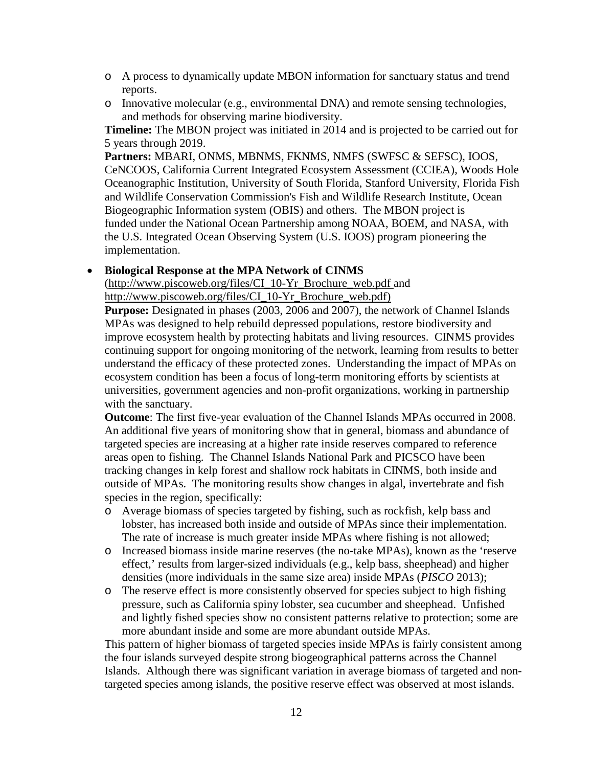- A process to dynamically update MBON information for sanctuary status and trend reports.
  - Innovative molecular (e.g., environmental DNA) and remote sensing technologies, and methods for observing marine biodiversity.

  **Timeline:** The MBON project was initiated in 2014 and is projected to be carried out for 5 years through 2019.

  **Partners:** MBARI, ONMS, MBNMS, FKNMS, NMFS (SWFSC & SEFSC), IOOS, CeNCOOS, California Current Integrated Ecosystem Assessment (CCIEA), Woods Hole Oceanographic Institution, University of South Florida, Stanford University, Florida Fish and Wildlife Conservation Commission's Fish and Wildlife Research Institute, Ocean Biogeographic Information system (OBIS) and others. The MBON project is funded under the National Ocean Partnership among NOAA, BOEM, and NASA, with the U.S. Integrated Ocean Observing System (U.S. IOOS) program pioneering the implementation.

- **Biological Response at the MPA Network of CINMS**
  (http://www.piscoweb.org/files/CI_10-Yr_Brochure_web.pdf and http://www.piscoweb.org/files/CI_10-Yr_Brochure_web.pdf)

  **Purpose:** Designated in phases (2003, 2006 and 2007), the network of Channel Islands MPAs was designed to help rebuild depressed populations, restore biodiversity and improve ecosystem health by protecting habitats and living resources. CINMS provides continuing support for ongoing monitoring of the network, learning from results to better understand the efficacy of these protected zones. Understanding the impact of MPAs on ecosystem condition has been a focus of long-term monitoring efforts by scientists at universities, government agencies and non-profit organizations, working in partnership with the sanctuary.

  **Outcome**: The first five-year evaluation of the Channel Islands MPAs occurred in 2008. An additional five years of monitoring show that in general, biomass and abundance of targeted species are increasing at a higher rate inside reserves compared to reference areas open to fishing. The Channel Islands National Park and PICSCO have been tracking changes in kelp forest and shallow rock habitats in CINMS, both inside and outside of MPAs. The monitoring results show changes in algal, invertebrate and fish species in the region, specifically:
  - Average biomass of species targeted by fishing, such as rockfish, kelp bass and lobster, has increased both inside and outside of MPAs since their implementation. The rate of increase is much greater inside MPAs where fishing is not allowed;
  - Increased biomass inside marine reserves (the no-take MPAs), known as the 'reserve effect,' results from larger-sized individuals (e.g., kelp bass, sheephead) and higher densities (more individuals in the same size area) inside MPAs (*PISCO* 2013);
  - The reserve effect is more consistently observed for species subject to high fishing pressure, such as California spiny lobster, sea cucumber and sheephead. Unfished and lightly fished species show no consistent patterns relative to protection; some are more abundant inside and some are more abundant outside MPAs.

  This pattern of higher biomass of targeted species inside MPAs is fairly consistent among the four islands surveyed despite strong biogeographical patterns across the Channel Islands. Although there was significant variation in average biomass of targeted and non-targeted species among islands, the positive reserve effect was observed at most islands.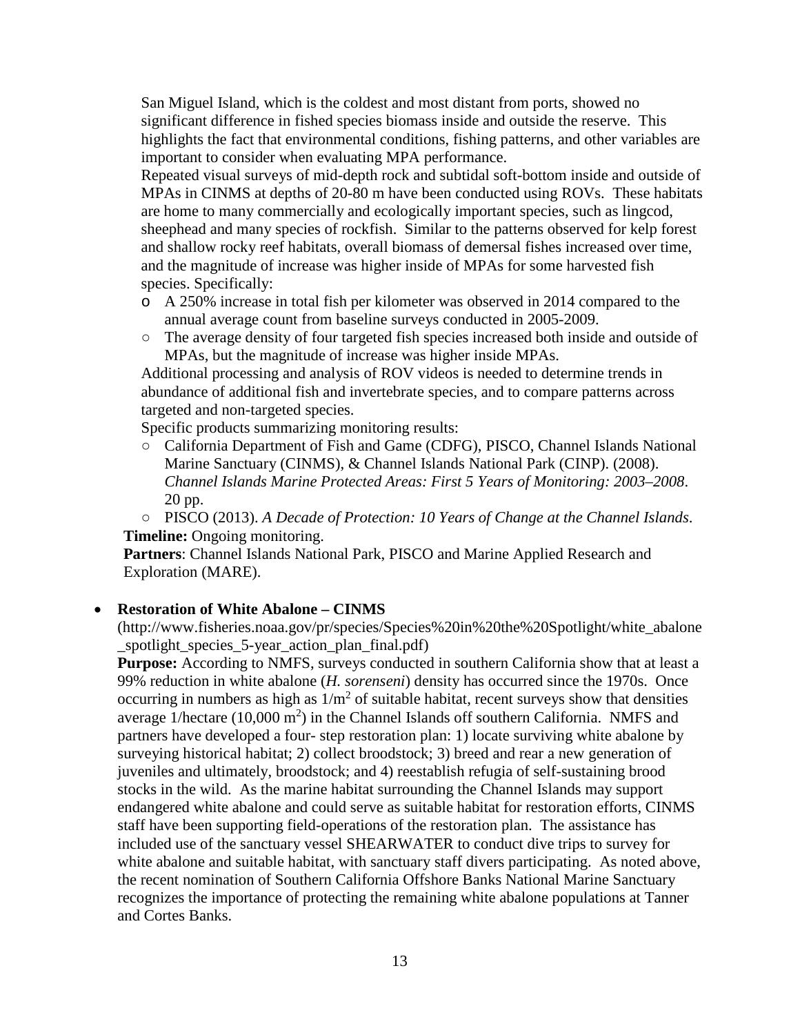San Miguel Island, which is the coldest and most distant from ports, showed no significant difference in fished species biomass inside and outside the reserve. This highlights the fact that environmental conditions, fishing patterns, and other variables are important to consider when evaluating MPA performance.

Repeated visual surveys of mid-depth rock and subtidal soft-bottom inside and outside of MPAs in CINMS at depths of 20-80 m have been conducted using ROVs. These habitats are home to many commercially and ecologically important species, such as lingcod, sheephead and many species of rockfish. Similar to the patterns observed for kelp forest and shallow rocky reef habitats, overall biomass of demersal fishes increased over time, and the magnitude of increase was higher inside of MPAs for some harvested fish species. Specifically:

- A 250% increase in total fish per kilometer was observed in 2014 compared to the annual average count from baseline surveys conducted in 2005-2009.
- The average density of four targeted fish species increased both inside and outside of MPAs, but the magnitude of increase was higher inside MPAs.

Additional processing and analysis of ROV videos is needed to determine trends in abundance of additional fish and invertebrate species, and to compare patterns across targeted and non-targeted species.

Specific products summarizing monitoring results:

- California Department of Fish and Game (CDFG), PISCO, Channel Islands National Marine Sanctuary (CINMS), & Channel Islands National Park (CINP). (2008). *Channel Islands Marine Protected Areas: First 5 Years of Monitoring: 2003–2008*. 20 pp.
- PISCO (2013). *A Decade of Protection: 10 Years of Change at the Channel Islands*.

**Timeline:** Ongoing monitoring.

**Partners**: Channel Islands National Park, PISCO and Marine Applied Research and Exploration (MARE).

- **Restoration of White Abalone – CINMS**
(http://www.fisheries.noaa.gov/pr/species/Species%20in%20the%20Spotlight/white_abalone_spotlight_species_5-year_action_plan_final.pdf)
**Purpose:** According to NMFS, surveys conducted in southern California show that at least a 99% reduction in white abalone (*H. sorenseni*) density has occurred since the 1970s. Once occurring in numbers as high as $1/m^2$ of suitable habitat, recent surveys show that densities average 1/hectare ($10{,}000\ m^2$) in the Channel Islands off southern California. NMFS and partners have developed a four- step restoration plan: 1) locate surviving white abalone by surveying historical habitat; 2) collect broodstock; 3) breed and rear a new generation of juveniles and ultimately, broodstock; and 4) reestablish refugia of self-sustaining brood stocks in the wild. As the marine habitat surrounding the Channel Islands may support endangered white abalone and could serve as suitable habitat for restoration efforts, CINMS staff have been supporting field-operations of the restoration plan. The assistance has included use of the sanctuary vessel SHEARWATER to conduct dive trips to survey for white abalone and suitable habitat, with sanctuary staff divers participating. As noted above, the recent nomination of Southern California Offshore Banks National Marine Sanctuary recognizes the importance of protecting the remaining white abalone populations at Tanner and Cortes Banks.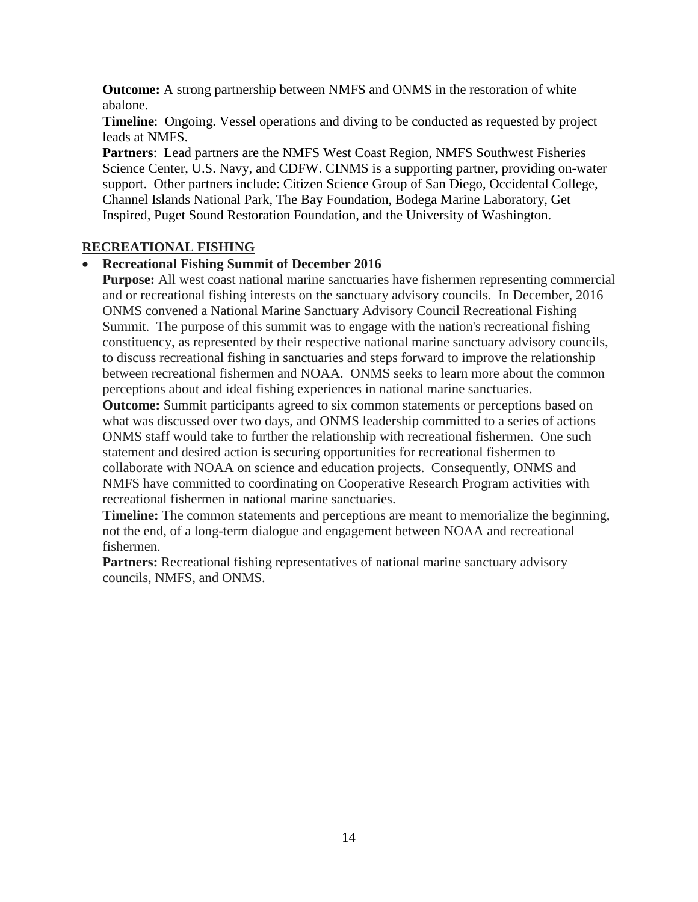**Outcome:** A strong partnership between NMFS and ONMS in the restoration of white abalone.
**Timeline**: Ongoing. Vessel operations and diving to be conducted as requested by project leads at NMFS.
**Partners**: Lead partners are the NMFS West Coast Region, NMFS Southwest Fisheries Science Center, U.S. Navy, and CDFW. CINMS is a supporting partner, providing on-water support. Other partners include: Citizen Science Group of San Diego, Occidental College, Channel Islands National Park, The Bay Foundation, Bodega Marine Laboratory, Get Inspired, Puget Sound Restoration Foundation, and the University of Washington.

## RECREATIONAL FISHING

- **Recreational Fishing Summit of December 2016**
  **Purpose:** All west coast national marine sanctuaries have fishermen representing commercial and or recreational fishing interests on the sanctuary advisory councils. In December, 2016 ONMS convened a National Marine Sanctuary Advisory Council Recreational Fishing Summit. The purpose of this summit was to engage with the nation's recreational fishing constituency, as represented by their respective national marine sanctuary advisory councils, to discuss recreational fishing in sanctuaries and steps forward to improve the relationship between recreational fishermen and NOAA. ONMS seeks to learn more about the common perceptions about and ideal fishing experiences in national marine sanctuaries.
  **Outcome:** Summit participants agreed to six common statements or perceptions based on what was discussed over two days, and ONMS leadership committed to a series of actions ONMS staff would take to further the relationship with recreational fishermen. One such statement and desired action is securing opportunities for recreational fishermen to collaborate with NOAA on science and education projects. Consequently, ONMS and NMFS have committed to coordinating on Cooperative Research Program activities with recreational fishermen in national marine sanctuaries.
  **Timeline:** The common statements and perceptions are meant to memorialize the beginning, not the end, of a long-term dialogue and engagement between NOAA and recreational fishermen.
  **Partners:** Recreational fishing representatives of national marine sanctuary advisory councils, NMFS, and ONMS.